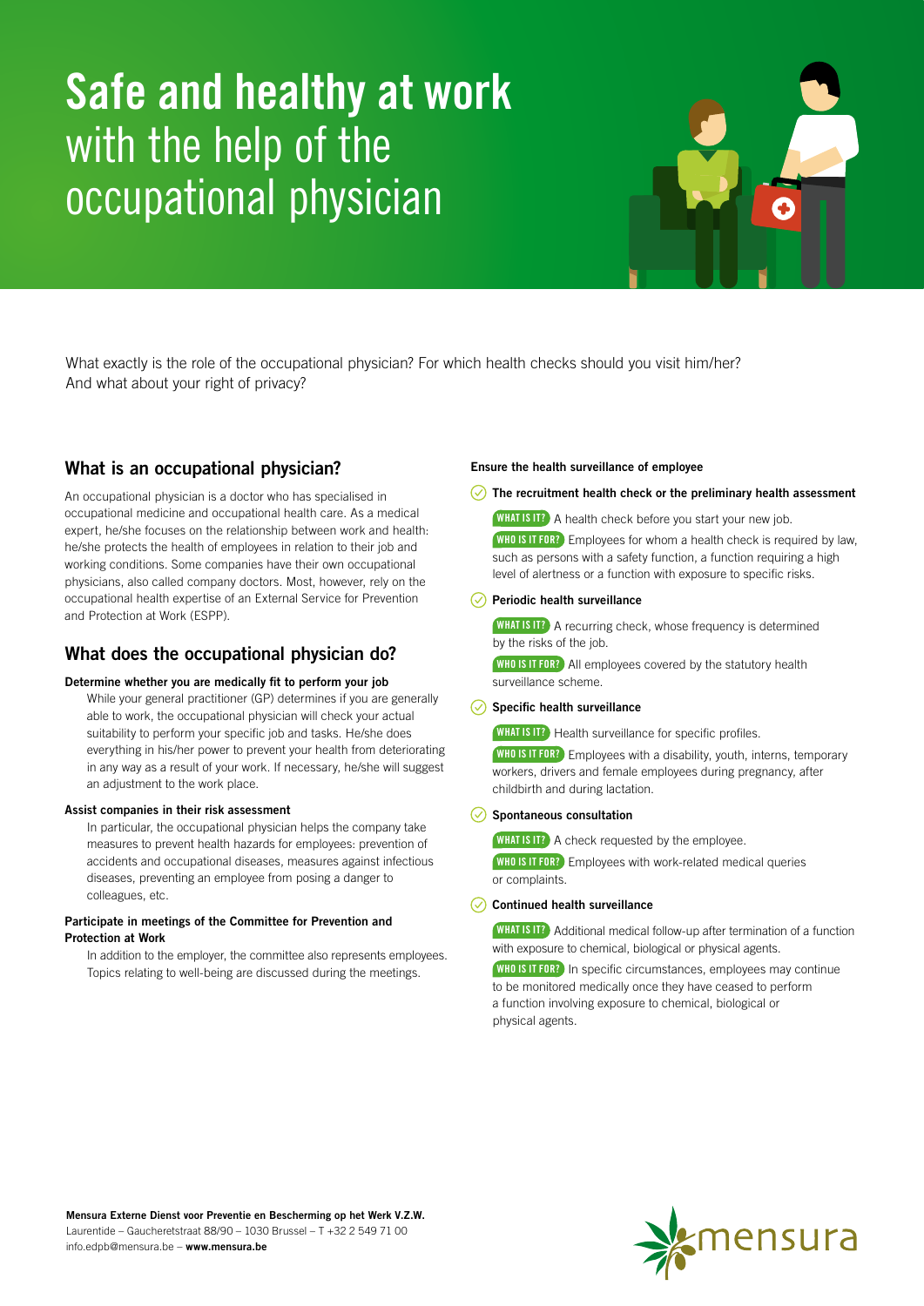# **Safe and healthy at work** with the help of the occupational physician

What exactly is the role of the occupational physician? For which health checks should you visit him/her? And what about your right of privacy?

## What is an occupational physician?

An occupational physician is a doctor who has specialised in occupational medicine and occupational health care. As a medical expert, he/she focuses on the relationship between work and health: he/she protects the health of employees in relation to their job and working conditions. Some companies have their own occupational physicians, also called company doctors. Most, however, rely on the occupational health expertise of an External Service for Prevention and Protection at Work (ESPP).

## What does the occupational physician do?

**Determine whether you are medically fit to perform your job**

While your general practitioner (GP) determines if you are generally able to work, the occupational physician will check your actual suitability to perform your specific job and tasks. He/She does everything in his/her power to prevent your health from deteriorating in any way as a result of your work. If necessary, he/she will suggest an adjustment to the work place.

**Assist companies in their risk assessment**

In particular, the occupational physician helps the company take measures to prevent health hazards for employees: prevention of accidents and occupational diseases, measures against infectious diseases, preventing an employee from posing a danger to colleagues, etc.

**Participate in meetings of the Committee for Prevention and Protection at Work**

In addition to the employer, the committee also represents employees. Topics relating to well-being are discussed during the meetings.

**Ensure the health surveillance of employee**

- **The recruitment health check or the preliminary health assessment**

  **WHAT IS IT?** A health check before you start your new job.

  **WHO IS IT FOR?** Employees for whom a health check is required by law, such as persons with a safety function, a function requiring a high level of alertness or a function with exposure to specific risks.

- **Periodic health surveillance**

  **WHAT IS IT?** A recurring check, whose frequency is determined by the risks of the job.

  **WHO IS IT FOR?** All employees covered by the statutory health surveillance scheme.

- **Specific health surveillance**

  **WHAT IS IT?** Health surveillance for specific profiles.

  **WHO IS IT FOR?** Employees with a disability, youth, interns, temporary workers, drivers and female employees during pregnancy, after childbirth and during lactation.

- **Spontaneous consultation**

  **WHAT IS IT?** A check requested by the employee.

  **WHO IS IT FOR?** Employees with work-related medical queries or complaints.

- **Continued health surveillance**

  **WHAT IS IT?** Additional medical follow-up after termination of a function with exposure to chemical, biological or physical agents.

  **WHO IS IT FOR?** In specific circumstances, employees may continue to be monitored medically once they have ceased to perform a function involving exposure to chemical, biological or physical agents.

**Mensura Externe Dienst voor Preventie en Bescherming op het Werk V.Z.W.**
Laurentide – Gaucheretstraat 88/90 – 1030 Brussel – T +32 2 549 71 00
info.edpb@mensura.be – **www.mensura.be**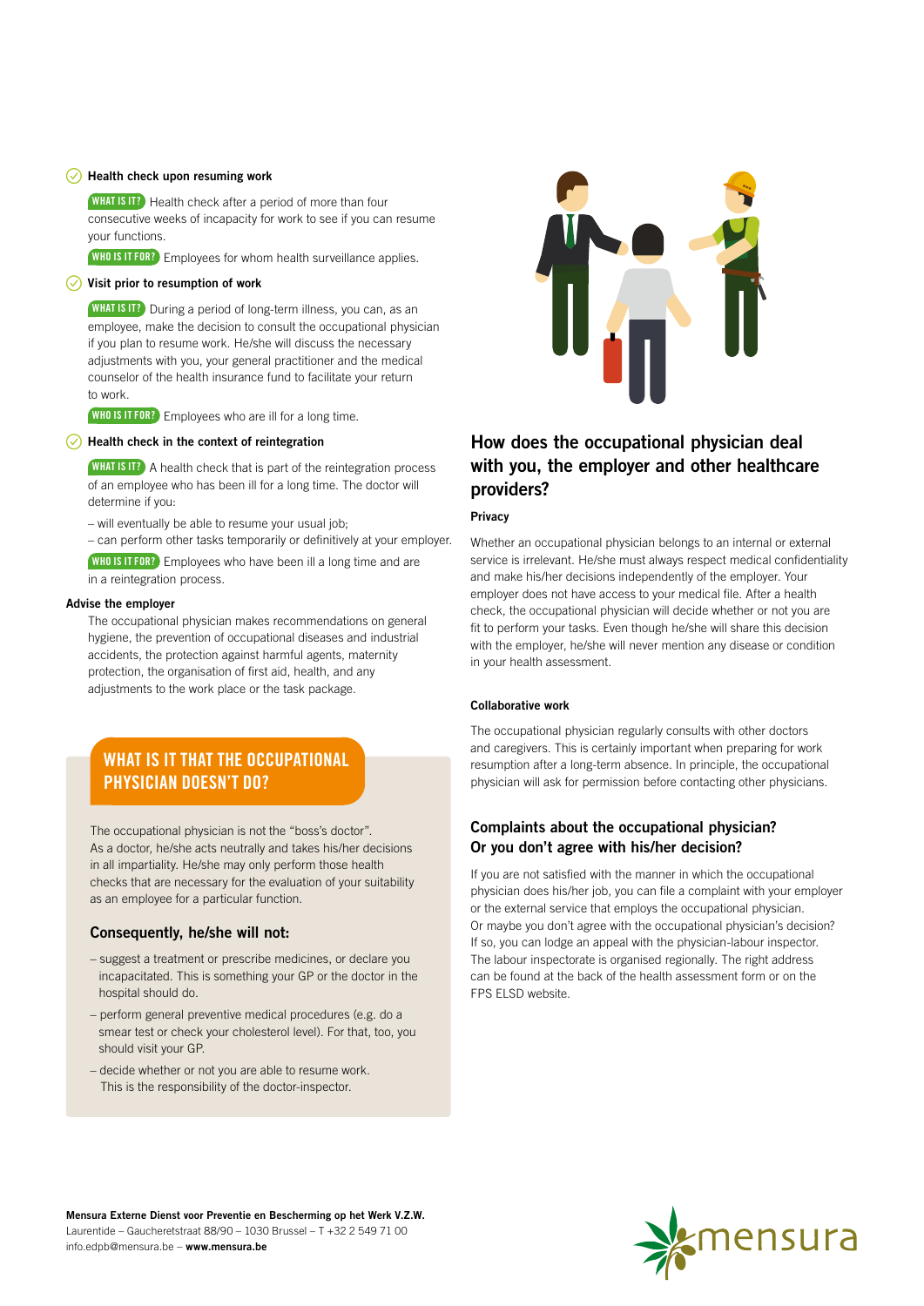### Health check upon resuming work

**WHAT IS IT?** Health check after a period of more than four consecutive weeks of incapacity for work to see if you can resume your functions.

**WHO IS IT FOR?** Employees for whom health surveillance applies.

### Visit prior to resumption of work

**WHAT IS IT?** During a period of long-term illness, you can, as an employee, make the decision to consult the occupational physician if you plan to resume work. He/she will discuss the necessary adjustments with you, your general practitioner and the medical counselor of the health insurance fund to facilitate your return to work.

**WHO IS IT FOR?** Employees who are ill for a long time.

### Health check in the context of reintegration

**WHAT IS IT?** A health check that is part of the reintegration process of an employee who has been ill for a long time. The doctor will determine if you:

- will eventually be able to resume your usual job;
- can perform other tasks temporarily or definitively at your employer.

**WHO IS IT FOR?** Employees who have been ill a long time and are in a reintegration process.

### Advise the employer

The occupational physician makes recommendations on general hygiene, the prevention of occupational diseases and industrial accidents, the protection against harmful agents, maternity protection, the organisation of first aid, health, and any adjustments to the work place or the task package.

## WHAT IS IT THAT THE OCCUPATIONAL PHYSICIAN DOESN'T DO?

The occupational physician is not the "boss's doctor". As a doctor, he/she acts neutrally and takes his/her decisions in all impartiality. He/she may only perform those health checks that are necessary for the evaluation of your suitability as an employee for a particular function.

### Consequently, he/she will not:

- suggest a treatment or prescribe medicines, or declare you incapacitated. This is something your GP or the doctor in the hospital should do.
- perform general preventive medical procedures (e.g. do a smear test or check your cholesterol level). For that, too, you should visit your GP.
- decide whether or not you are able to resume work. This is the responsibility of the doctor-inspector.

## How does the occupational physician deal with you, the employer and other healthcare providers?

### Privacy

Whether an occupational physician belongs to an internal or external service is irrelevant. He/she must always respect medical confidentiality and make his/her decisions independently of the employer. Your employer does not have access to your medical file. After a health check, the occupational physician will decide whether or not you are fit to perform your tasks. Even though he/she will share this decision with the employer, he/she will never mention any disease or condition in your health assessment.

### Collaborative work

The occupational physician regularly consults with other doctors and caregivers. This is certainly important when preparing for work resumption after a long-term absence. In principle, the occupational physician will ask for permission before contacting other physicians.

## Complaints about the occupational physician? Or you don't agree with his/her decision?

If you are not satisfied with the manner in which the occupational physician does his/her job, you can file a complaint with your employer or the external service that employs the occupational physician. Or maybe you don't agree with the occupational physician's decision? If so, you can lodge an appeal with the physician-labour inspector. The labour inspectorate is organised regionally. The right address can be found at the back of the health assessment form or on the FPS ELSD website.

**Mensura Externe Dienst voor Preventie en Bescherming op het Werk V.Z.W.**
Laurentide – Gaucheretstraat 88/90 – 1030 Brussel – T +32 2 549 71 00
info.edpb@mensura.be – **www.mensura.be**

mensura